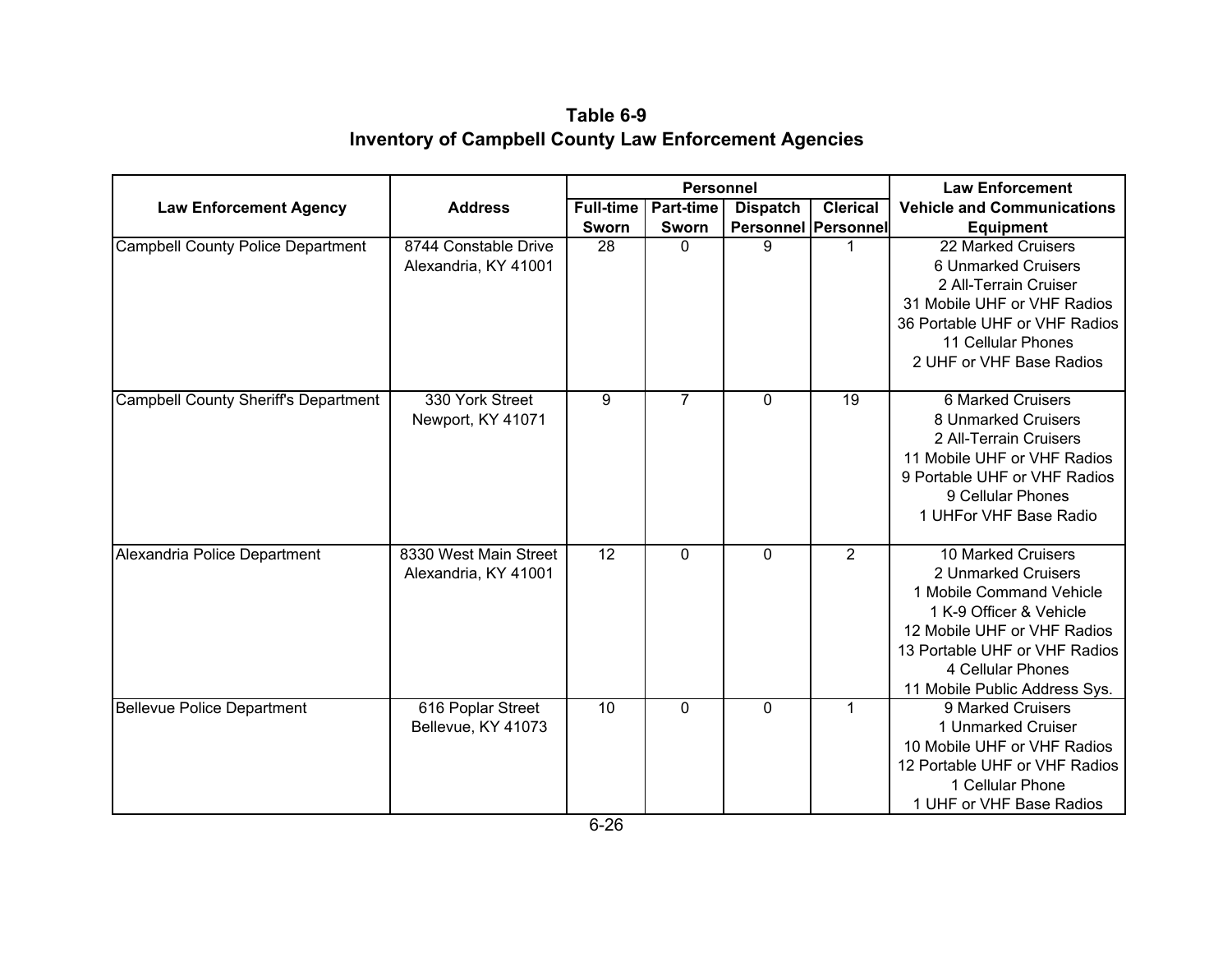# Table 6-9
## Inventory of Campbell County Law Enforcement Agencies

| Law Enforcement Agency | Address | Personnel | | | | Law Enforcement Vehicle and Communications Equipment |
|---|---|---|---|---|---|---|
| | | Full-time Sworn | Part-time Sworn | Dispatch Personnel | Clerical Personnel | |
| Campbell County Police Department | 8744 Constable Drive<br>Alexandria, KY 41001 | 28 | 0 | 9 | 1 | 22 Marked Cruisers<br>6 Unmarked Cruisers<br>2 All-Terrain Cruiser<br>31 Mobile UHF or VHF Radios<br>36 Portable UHF or VHF Radios<br>11 Cellular Phones<br>2 UHF or VHF Base Radios |
| Campbell County Sheriff's Department | 330 York Street<br>Newport, KY 41071 | 9 | 7 | 0 | 19 | 6 Marked Cruisers<br>8 Unmarked Cruisers<br>2 All-Terrain Cruisers<br>11 Mobile UHF or VHF Radios<br>9 Portable UHF or VHF Radios<br>9 Cellular Phones<br>1 UHFor VHF Base Radio |
| Alexandria Police Department | 8330 West Main Street<br>Alexandria, KY 41001 | 12 | 0 | 0 | 2 | 10 Marked Cruisers<br>2 Unmarked Cruisers<br>1 Mobile Command Vehicle<br>1 K-9 Officer & Vehicle<br>12 Mobile UHF or VHF Radios<br>13 Portable UHF or VHF Radios<br>4 Cellular Phones<br>11 Mobile Public Address Sys. |
| Bellevue Police Department | 616 Poplar Street<br>Bellevue, KY 41073 | 10 | 0 | 0 | 1 | 9 Marked Cruisers<br>1 Unmarked Cruiser<br>10 Mobile UHF or VHF Radios<br>12 Portable UHF or VHF Radios<br>1 Cellular Phone<br>1 UHF or VHF Base Radios |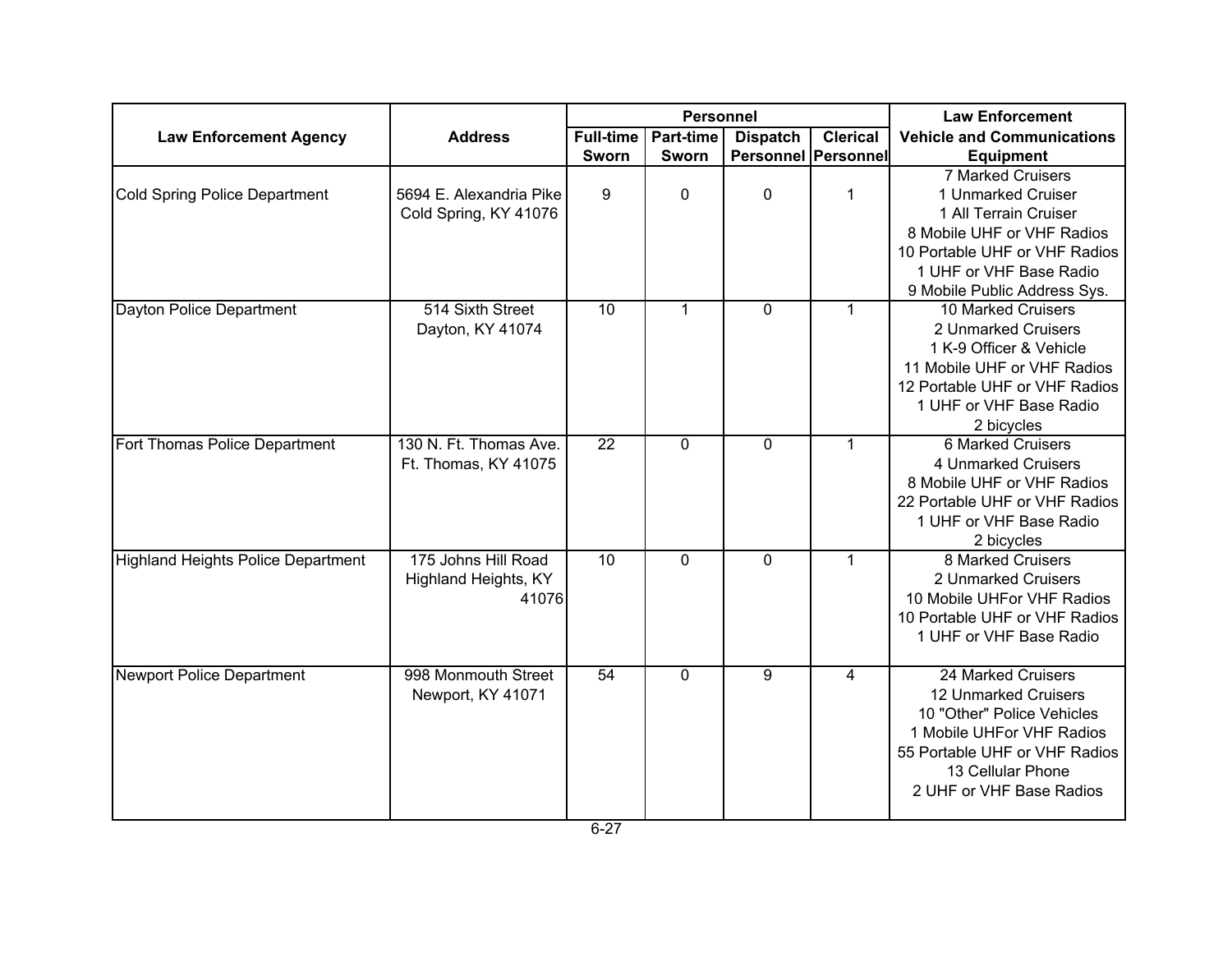| Law Enforcement Agency | Address | Personnel | | | | Law Enforcement Vehicle and Communications Equipment |
|---|---|---|---|---|---|---|
| | | Full-time Sworn | Part-time Sworn | Dispatch Personnel | Clerical Personnel | |
| Cold Spring Police Department | 5694 E. Alexandria Pike Cold Spring, KY 41076 | 9 | 0 | 0 | 1 | 7 Marked Cruisers<br>1 Unmarked Cruiser<br>1 All Terrain Cruiser<br>8 Mobile UHF or VHF Radios<br>10 Portable UHF or VHF Radios<br>1 UHF or VHF Base Radio<br>9 Mobile Public Address Sys. |
| Dayton Police Department | 514 Sixth Street Dayton, KY 41074 | 10 | 1 | 0 | 1 | 10 Marked Cruisers<br>2 Unmarked Cruisers<br>1 K-9 Officer & Vehicle<br>11 Mobile UHF or VHF Radios<br>12 Portable UHF or VHF Radios<br>1 UHF or VHF Base Radio<br>2 bicycles |
| Fort Thomas Police Department | 130 N. Ft. Thomas Ave. Ft. Thomas, KY 41075 | 22 | 0 | 0 | 1 | 6 Marked Cruisers<br>4 Unmarked Cruisers<br>8 Mobile UHF or VHF Radios<br>22 Portable UHF or VHF Radios<br>1 UHF or VHF Base Radio<br>2 bicycles |
| Highland Heights Police Department | 175 Johns Hill Road Highland Heights, KY 41076 | 10 | 0 | 0 | 1 | 8 Marked Cruisers<br>2 Unmarked Cruisers<br>10 Mobile UHFor VHF Radios<br>10 Portable UHF or VHF Radios<br>1 UHF or VHF Base Radio |
| Newport Police Department | 998 Monmouth Street Newport, KY 41071 | 54 | 0 | 9 | 4 | 24 Marked Cruisers<br>12 Unmarked Cruisers<br>10 "Other" Police Vehicles<br>1 Mobile UHFor VHF Radios<br>55 Portable UHF or VHF Radios<br>13 Cellular Phone<br>2 UHF or VHF Base Radios |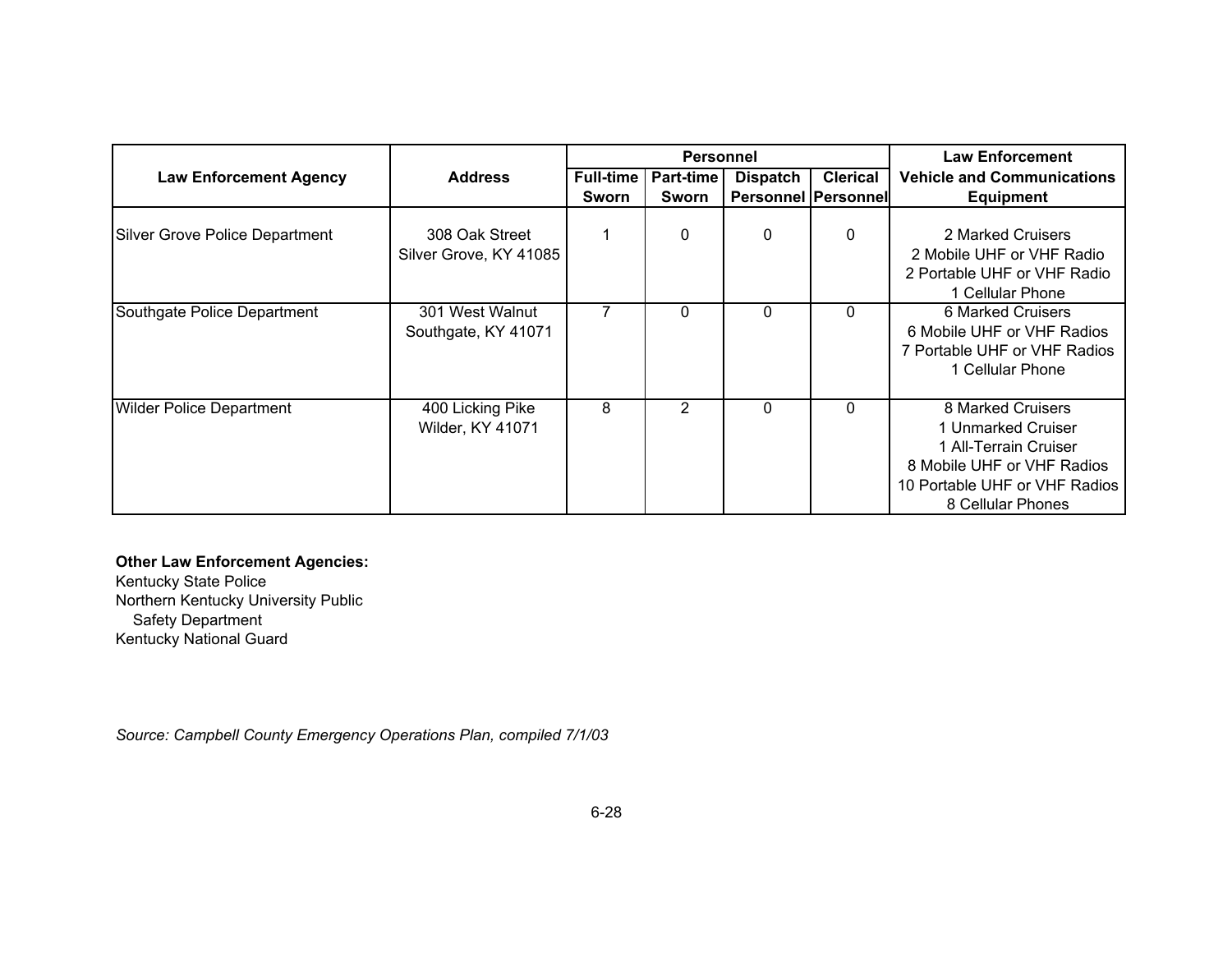| Law Enforcement Agency | Address | Personnel | | | | Law Enforcement Vehicle and Communications Equipment |
|---|---|---|---|---|---|---|
| | | Full-time Sworn | Part-time Sworn | Dispatch Personnel | Clerical Personnel | |
| Silver Grove Police Department | 308 Oak Street Silver Grove, KY 41085 | 1 | 0 | 0 | 0 | 2 Marked Cruisers<br>2 Mobile UHF or VHF Radio<br>2 Portable UHF or VHF Radio<br>1 Cellular Phone |
| Southgate Police Department | 301 West Walnut Southgate, KY 41071 | 7 | 0 | 0 | 0 | 6 Marked Cruisers<br>6 Mobile UHF or VHF Radios<br>7 Portable UHF or VHF Radios<br>1 Cellular Phone |
| Wilder Police Department | 400 Licking Pike Wilder, KY 41071 | 8 | 2 | 0 | 0 | 8 Marked Cruisers<br>1 Unmarked Cruiser<br>1 All-Terrain Cruiser<br>8 Mobile UHF or VHF Radios<br>10 Portable UHF or VHF Radios<br>8 Cellular Phones |

**Other Law Enforcement Agencies:**
Kentucky State Police
Northern Kentucky University Public Safety Department
Kentucky National Guard

*Source: Campbell County Emergency Operations Plan, compiled 7/1/03*